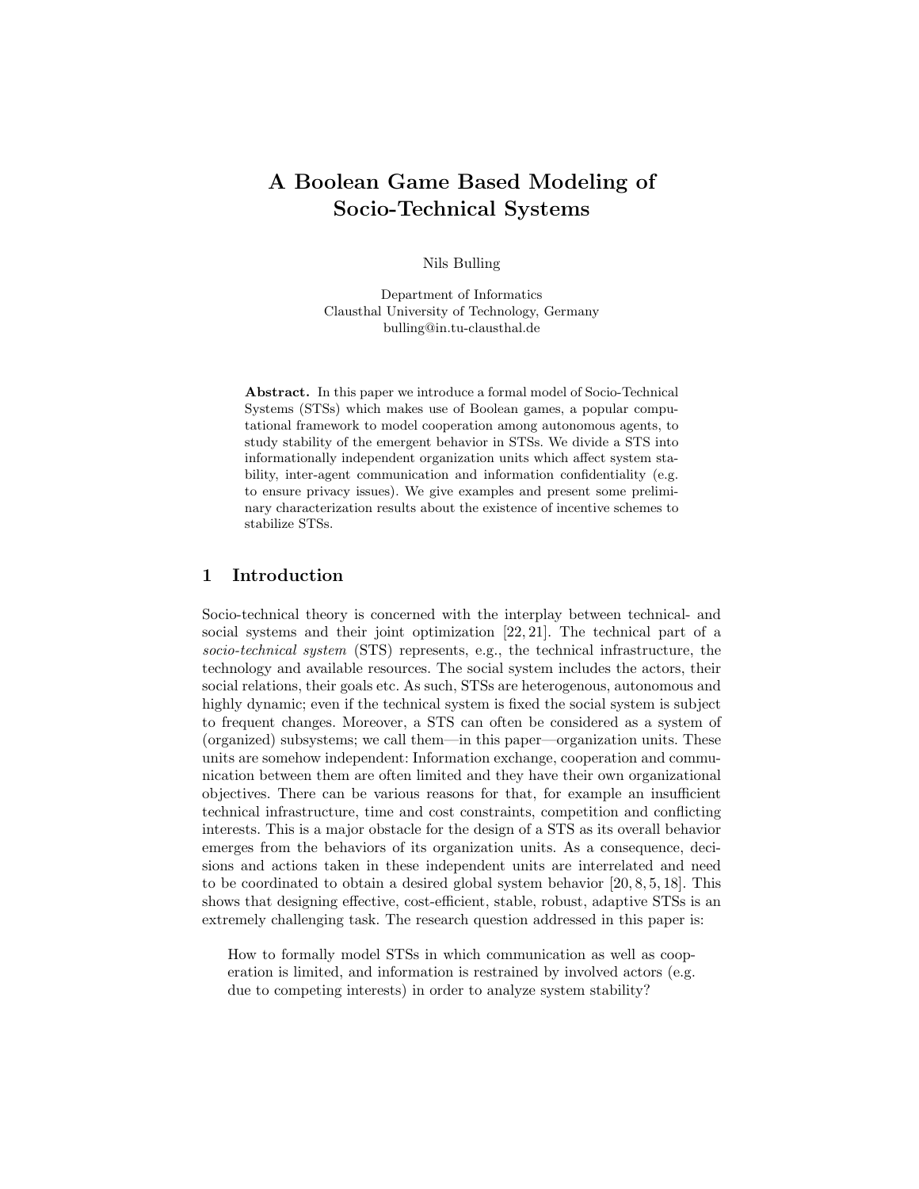# A Boolean Game Based Modeling of Socio-Technical Systems

Nils Bulling

Department of Informatics
Clausthal University of Technology, Germany
bulling@in.tu-clausthal.de

**Abstract.** In this paper we introduce a formal model of Socio-Technical Systems (STSs) which makes use of Boolean games, a popular computational framework to model cooperation among autonomous agents, to study stability of the emergent behavior in STSs. We divide a STS into informationally independent organization units which affect system stability, inter-agent communication and information confidentiality (e.g. to ensure privacy issues). We give examples and present some preliminary characterization results about the existence of incentive schemes to stabilize STSs.

## 1 Introduction

Socio-technical theory is concerned with the interplay between technical- and social systems and their joint optimization [22, 21]. The technical part of a *socio-technical system* (STS) represents, e.g., the technical infrastructure, the technology and available resources. The social system includes the actors, their social relations, their goals etc. As such, STSs are heterogenous, autonomous and highly dynamic; even if the technical system is fixed the social system is subject to frequent changes. Moreover, a STS can often be considered as a system of (organized) subsystems; we call them—in this paper—organization units. These units are somehow independent: Information exchange, cooperation and communication between them are often limited and they have their own organizational objectives. There can be various reasons for that, for example an insufficient technical infrastructure, time and cost constraints, competition and conflicting interests. This is a major obstacle for the design of a STS as its overall behavior emerges from the behaviors of its organization units. As a consequence, decisions and actions taken in these independent units are interrelated and need to be coordinated to obtain a desired global system behavior [20, 8, 5, 18]. This shows that designing effective, cost-efficient, stable, robust, adaptive STSs is an extremely challenging task. The research question addressed in this paper is:

> How to formally model STSs in which communication as well as cooperation is limited, and information is restrained by involved actors (e.g. due to competing interests) in order to analyze system stability?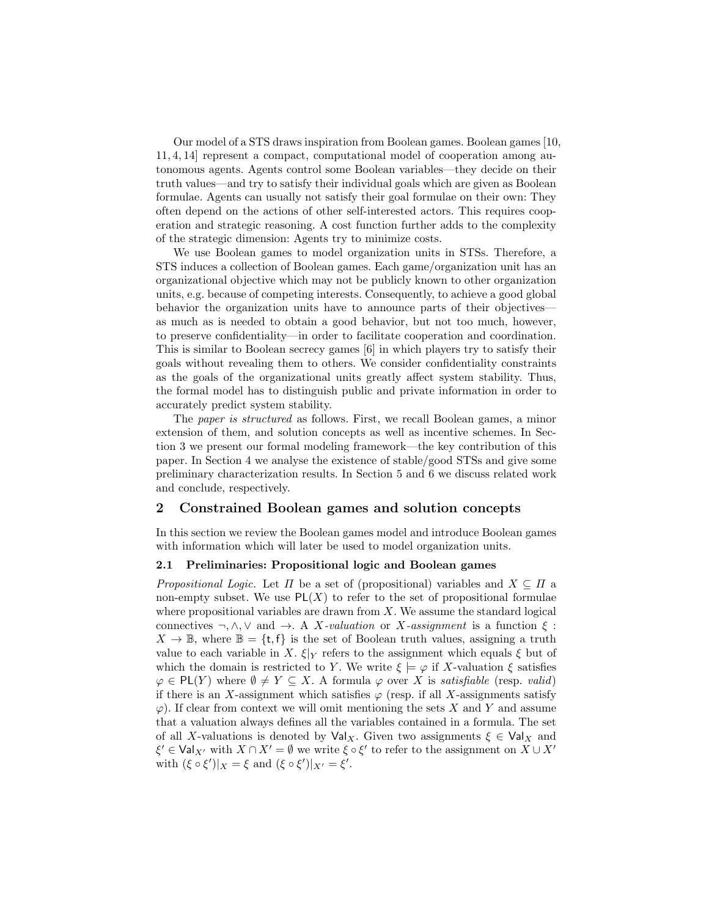Our model of a STS draws inspiration from Boolean games. Boolean games [10, 11, 4, 14] represent a compact, computational model of cooperation among autonomous agents. Agents control some Boolean variables—they decide on their truth values—and try to satisfy their individual goals which are given as Boolean formulae. Agents can usually not satisfy their goal formulae on their own: They often depend on the actions of other self-interested actors. This requires cooperation and strategic reasoning. A cost function further adds to the complexity of the strategic dimension: Agents try to minimize costs.

We use Boolean games to model organization units in STSs. Therefore, a STS induces a collection of Boolean games. Each game/organization unit has an organizational objective which may not be publicly known to other organization units, e.g. because of competing interests. Consequently, to achieve a good global behavior the organization units have to announce parts of their objectives—as much as is needed to obtain a good behavior, but not too much, however, to preserve confidentiality—in order to facilitate cooperation and coordination. This is similar to Boolean secrecy games [6] in which players try to satisfy their goals without revealing them to others. We consider confidentiality constraints as the goals of the organizational units greatly affect system stability. Thus, the formal model has to distinguish public and private information in order to accurately predict system stability.

The *paper is structured* as follows. First, we recall Boolean games, a minor extension of them, and solution concepts as well as incentive schemes. In Section 3 we present our formal modeling framework—the key contribution of this paper. In Section 4 we analyse the existence of stable/good STSs and give some preliminary characterization results. In Section 5 and 6 we discuss related work and conclude, respectively.

## 2 Constrained Boolean games and solution concepts

In this section we review the Boolean games model and introduce Boolean games with information which will later be used to model organization units.

### 2.1 Preliminaries: Propositional logic and Boolean games

*Propositional Logic.* Let $\Pi$ be a set of (propositional) variables and $X \subseteq \Pi$ a non-empty subset. We use $\mathsf{PL}(X)$ to refer to the set of propositional formulae where propositional variables are drawn from $X$. We assume the standard logical connectives $\neg, \wedge, \vee$ and $\rightarrow$. A *$X$-valuation* or *$X$-assignment* is a function $\xi : X \rightarrow \mathbb{B}$, where $\mathbb{B} = \{\mathsf{t}, \mathsf{f}\}$ is the set of Boolean truth values, assigning a truth value to each variable in $X$. $\xi|_Y$ refers to the assignment which equals $\xi$ but of which the domain is restricted to $Y$. We write $\xi \models \varphi$ if $X$-valuation $\xi$ satisfies $\varphi \in \mathsf{PL}(Y)$ where $\emptyset \neq Y \subseteq X$. A formula $\varphi$ over $X$ is *satisfiable* (resp. *valid*) if there is an $X$-assignment which satisfies $\varphi$ (resp. if all $X$-assignments satisfy $\varphi$). If clear from context we will omit mentioning the sets $X$ and $Y$ and assume that a valuation always defines all the variables contained in a formula. The set of all $X$-valuations is denoted by $\mathsf{Val}_X$. Given two assignments $\xi \in \mathsf{Val}_X$ and $\xi' \in \mathsf{Val}_{X'}$ with $X \cap X' = \emptyset$ we write $\xi \circ \xi'$ to refer to the assignment on $X \cup X'$ with $(\xi \circ \xi')|_X = \xi$ and $(\xi \circ \xi')|_{X'} = \xi'$.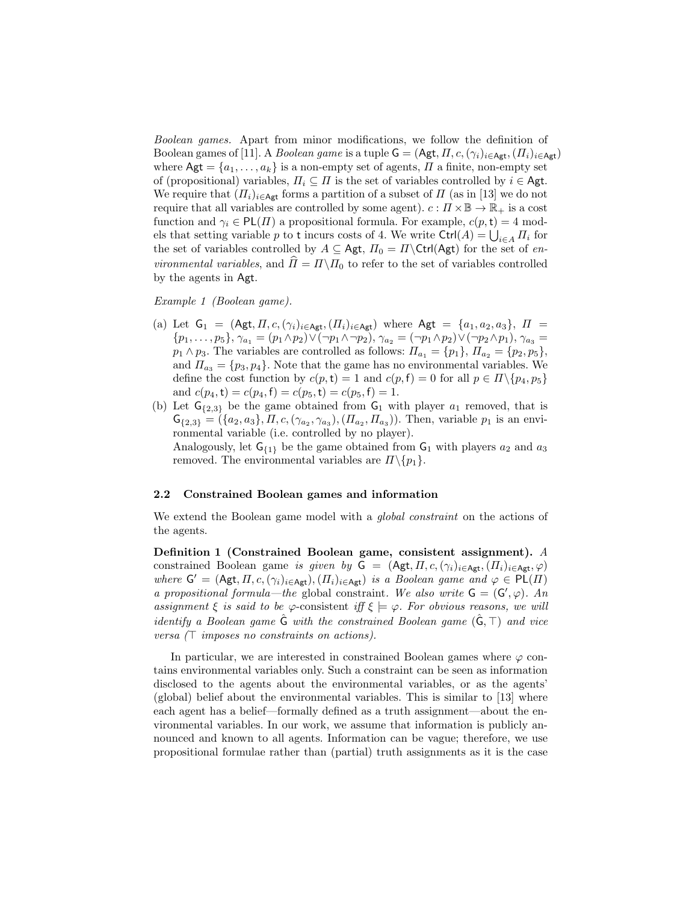*Boolean games.* Apart from minor modifications, we follow the definition of Boolean games of [11]. A *Boolean game* is a tuple $\mathsf{G} = (\mathsf{Agt}, \Pi, c, (\gamma_i)_{i\in\mathsf{Agt}}, (\Pi_i)_{i\in\mathsf{Agt}})$ where $\mathsf{Agt} = \{a_1, \ldots, a_k\}$ is a non-empty set of agents, $\Pi$ a finite, non-empty set of (propositional) variables, $\Pi_i \subseteq \Pi$ is the set of variables controlled by $i \in \mathsf{Agt}$. We require that $(\Pi_i)_{i\in\mathsf{Agt}}$ forms a partition of a subset of $\Pi$ (as in [13] we do not require that all variables are controlled by some agent). $c : \Pi \times \mathbb{B} \to \mathbb{R}_+$ is a cost function and $\gamma_i \in \mathsf{PL}(\Pi)$ a propositional formula. For example, $c(p, \mathsf{t}) = 4$ models that setting variable $p$ to $\mathsf{t}$ incurs costs of 4. We write $\mathsf{Ctrl}(A) = \bigcup_{i\in A} \Pi_i$ for the set of variables controlled by $A \subseteq \mathsf{Agt}$, $\Pi_0 = \Pi \backslash \mathsf{Ctrl}(\mathsf{Agt})$ for the set of *environmental variables*, and $\widehat{\Pi} = \Pi \backslash \Pi_0$ to refer to the set of variables controlled by the agents in $\mathsf{Agt}$.

*Example 1 (Boolean game).*

(a) Let $\mathsf{G}_1 = (\mathsf{Agt}, \Pi, c, (\gamma_i)_{i\in\mathsf{Agt}}, (\Pi_i)_{i\in\mathsf{Agt}})$ where $\mathsf{Agt} = \{a_1, a_2, a_3\}$, $\Pi = \{p_1, \ldots, p_5\}$, $\gamma_{a_1} = (p_1 \wedge p_2) \vee (\neg p_1 \wedge \neg p_2)$, $\gamma_{a_2} = (\neg p_1 \wedge p_2) \vee (\neg p_2 \wedge p_1)$, $\gamma_{a_3} = p_1 \wedge p_3$. The variables are controlled as follows: $\Pi_{a_1} = \{p_1\}$, $\Pi_{a_2} = \{p_2, p_5\}$, and $\Pi_{a_3} = \{p_3, p_4\}$. Note that the game has no environmental variables. We define the cost function by $c(p, \mathsf{t}) = 1$ and $c(p, \mathsf{f}) = 0$ for all $p \in \Pi \backslash \{p_4, p_5\}$ and $c(p_4, \mathsf{t}) = c(p_4, \mathsf{f}) = c(p_5, \mathsf{t}) = c(p_5, \mathsf{f}) = 1$.

(b) Let $\mathsf{G}_{\{2,3\}}$ be the game obtained from $\mathsf{G}_1$ with player $a_1$ removed, that is $\mathsf{G}_{\{2,3\}} = (\{a_2, a_3\}, \Pi, c, (\gamma_{a_2}, \gamma_{a_3}), (\Pi_{a_2}, \Pi_{a_3}))$. Then, variable $p_1$ is an environmental variable (i.e. controlled by no player).
Analogously, let $\mathsf{G}_{\{1\}}$ be the game obtained from $\mathsf{G}_1$ with players $a_2$ and $a_3$ removed. The environmental variables are $\Pi \backslash \{p_1\}$.

### 2.2 Constrained Boolean games and information

We extend the Boolean game model with a *global constraint* on the actions of the agents.

**Definition 1 (Constrained Boolean game, consistent assignment).** *A constrained Boolean game is given by* $\mathsf{G} = (\mathsf{Agt}, \Pi, c, (\gamma_i)_{i\in\mathsf{Agt}}, (\Pi_i)_{i\in\mathsf{Agt}}, \varphi)$ *where* $\mathsf{G}' = (\mathsf{Agt}, \Pi, c, (\gamma_i)_{i\in\mathsf{Agt}}), (\Pi_i)_{i\in\mathsf{Agt}})$ *is a Boolean game and* $\varphi \in \mathsf{PL}(\Pi)$ *a propositional formula—the* global constraint*. We also write* $\mathsf{G} = (\mathsf{G}', \varphi)$*. An assignment* $\xi$ *is said to be* $\varphi$*-consistent iff* $\xi \models \varphi$*. For obvious reasons, we will identify a Boolean game* $\hat{\mathsf{G}}$ *with the constrained Boolean game* $(\hat{\mathsf{G}}, \top)$ *and vice versa* ($\top$ *imposes no constraints on actions).*

In particular, we are interested in constrained Boolean games where $\varphi$ contains environmental variables only. Such a constraint can be seen as information disclosed to the agents about the environmental variables, or as the agents' (global) belief about the environmental variables. This is similar to [13] where each agent has a belief—formally defined as a truth assignment—about the environmental variables. In our work, we assume that information is publicly announced and known to all agents. Information can be vague; therefore, we use propositional formulae rather than (partial) truth assignments as it is the case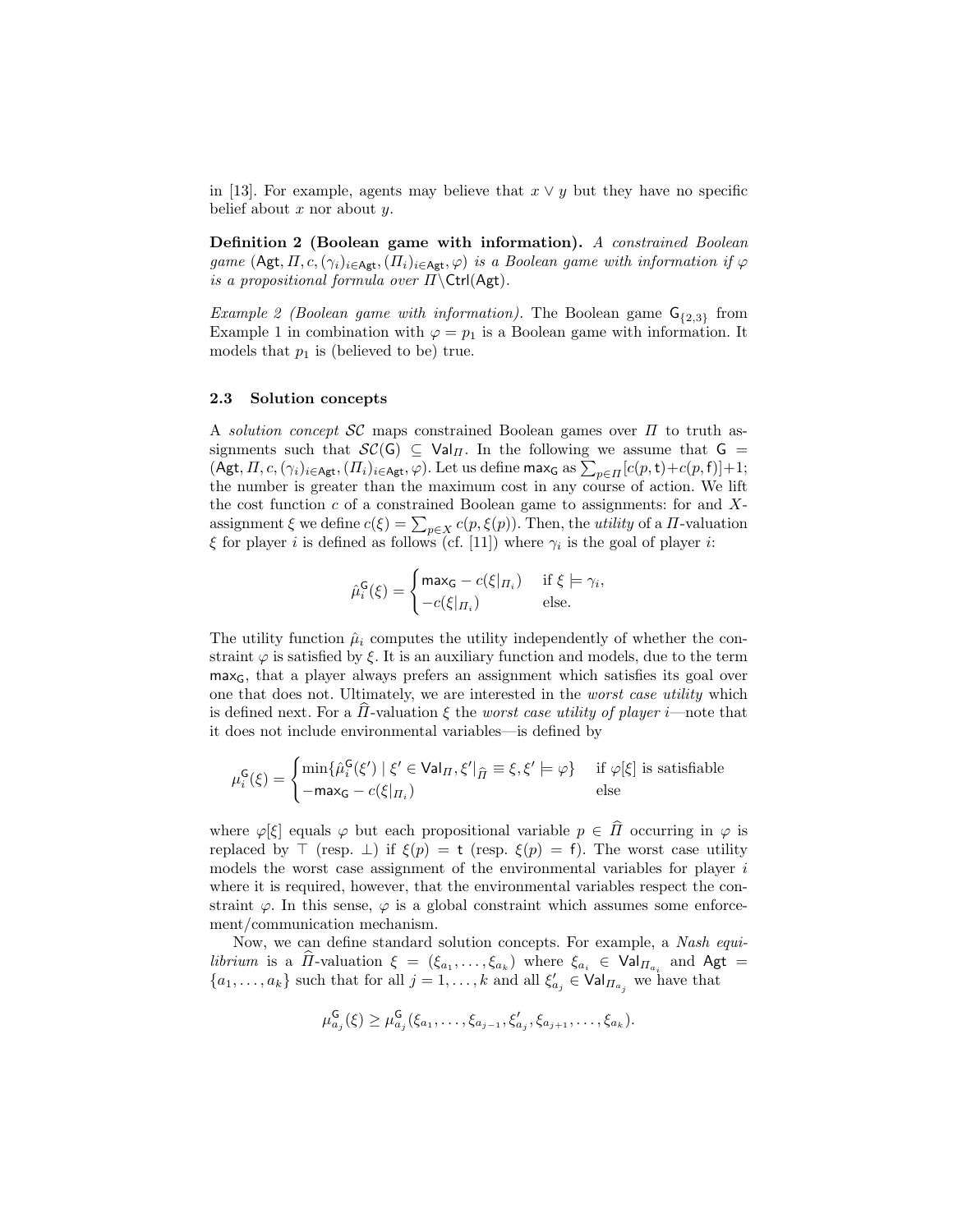in [13]. For example, agents may believe that $x \vee y$ but they have no specific belief about $x$ nor about $y$.

**Definition 2 (Boolean game with information).** *A constrained Boolean game $(\mathsf{Agt}, \Pi, c, (\gamma_i)_{i\in\mathsf{Agt}}, (\Pi_i)_{i\in\mathsf{Agt}}, \varphi)$ is a Boolean game with information if $\varphi$ is a propositional formula over $\Pi \backslash \mathsf{Ctrl}(\mathsf{Agt})$.*

*Example 2 (Boolean game with information).* The Boolean game $\mathsf{G}_{\{2,3\}}$ from Example 1 in combination with $\varphi = p_1$ is a Boolean game with information. It models that $p_1$ is (believed to be) true.

### 2.3 Solution concepts

A *solution concept* $\mathcal{SC}$ maps constrained Boolean games over $\Pi$ to truth assignments such that $\mathcal{SC}(\mathsf{G}) \subseteq \mathsf{Val}_\Pi$. In the following we assume that $\mathsf{G} = (\mathsf{Agt}, \Pi, c, (\gamma_i)_{i\in\mathsf{Agt}}, (\Pi_i)_{i\in\mathsf{Agt}}, \varphi)$. Let us define $\mathsf{max}_\mathsf{G}$ as $\sum_{p\in\Pi}[c(p,\mathsf{t})+c(p,\mathsf{f})]+1$; the number is greater than the maximum cost in any course of action. We lift the cost function $c$ of a constrained Boolean game to assignments: for and $X$-assignment $\xi$ we define $c(\xi) = \sum_{p\in X} c(p, \xi(p))$. Then, the *utility* of a $\Pi$-valuation $\xi$ for player $i$ is defined as follows (cf. [11]) where $\gamma_i$ is the goal of player $i$:

$$\hat{\mu}_i^\mathsf{G}(\xi) = \begin{cases} \mathsf{max}_\mathsf{G} - c(\xi|_{\Pi_i}) & \text{if } \xi \models \gamma_i, \\ -c(\xi|_{\Pi_i}) & \text{else.} \end{cases}$$

The utility function $\hat{\mu}_i$ computes the utility independently of whether the constraint $\varphi$ is satisfied by $\xi$. It is an auxiliary function and models, due to the term $\mathsf{max}_\mathsf{G}$, that a player always prefers an assignment which satisfies its goal over one that does not. Ultimately, we are interested in the *worst case utility* which is defined next. For a $\widehat{\Pi}$-valuation $\xi$ the *worst case utility of player i*—note that it does not include environmental variables—is defined by

$$\mu_i^\mathsf{G}(\xi) = \begin{cases} \min\{\hat{\mu}_i^\mathsf{G}(\xi') \mid \xi' \in \mathsf{Val}_\Pi, \xi'|_{\widehat{\Pi}} \equiv \xi, \xi' \models \varphi\} & \text{if } \varphi[\xi] \text{ is satisfiable} \\ -\mathsf{max}_\mathsf{G} - c(\xi|_{\Pi_i}) & \text{else} \end{cases}$$

where $\varphi[\xi]$ equals $\varphi$ but each propositional variable $p \in \widehat{\Pi}$ occurring in $\varphi$ is replaced by $\top$ (resp. $\bot$) if $\xi(p) = \mathsf{t}$ (resp. $\xi(p) = \mathsf{f}$). The worst case utility models the worst case assignment of the environmental variables for player $i$ where it is required, however, that the environmental variables respect the constraint $\varphi$. In this sense, $\varphi$ is a global constraint which assumes some enforcement/communication mechanism.

Now, we can define standard solution concepts. For example, a *Nash equilibrium* is a $\widehat{\Pi}$-valuation $\xi = (\xi_{a_1}, \ldots, \xi_{a_k})$ where $\xi_{a_i} \in \mathsf{Val}_{\Pi_{a_i}}$ and $\mathsf{Agt} = \{a_1, \ldots, a_k\}$ such that for all $j = 1, \ldots, k$ and all $\xi'_{a_j} \in \mathsf{Val}_{\Pi_{a_j}}$ we have that

$$\mu_{a_j}^\mathsf{G}(\xi) \geq \mu_{a_j}^\mathsf{G}(\xi_{a_1}, \ldots, \xi_{a_{j-1}}, \xi'_{a_j}, \xi_{a_{j+1}}, \ldots, \xi_{a_k}).$$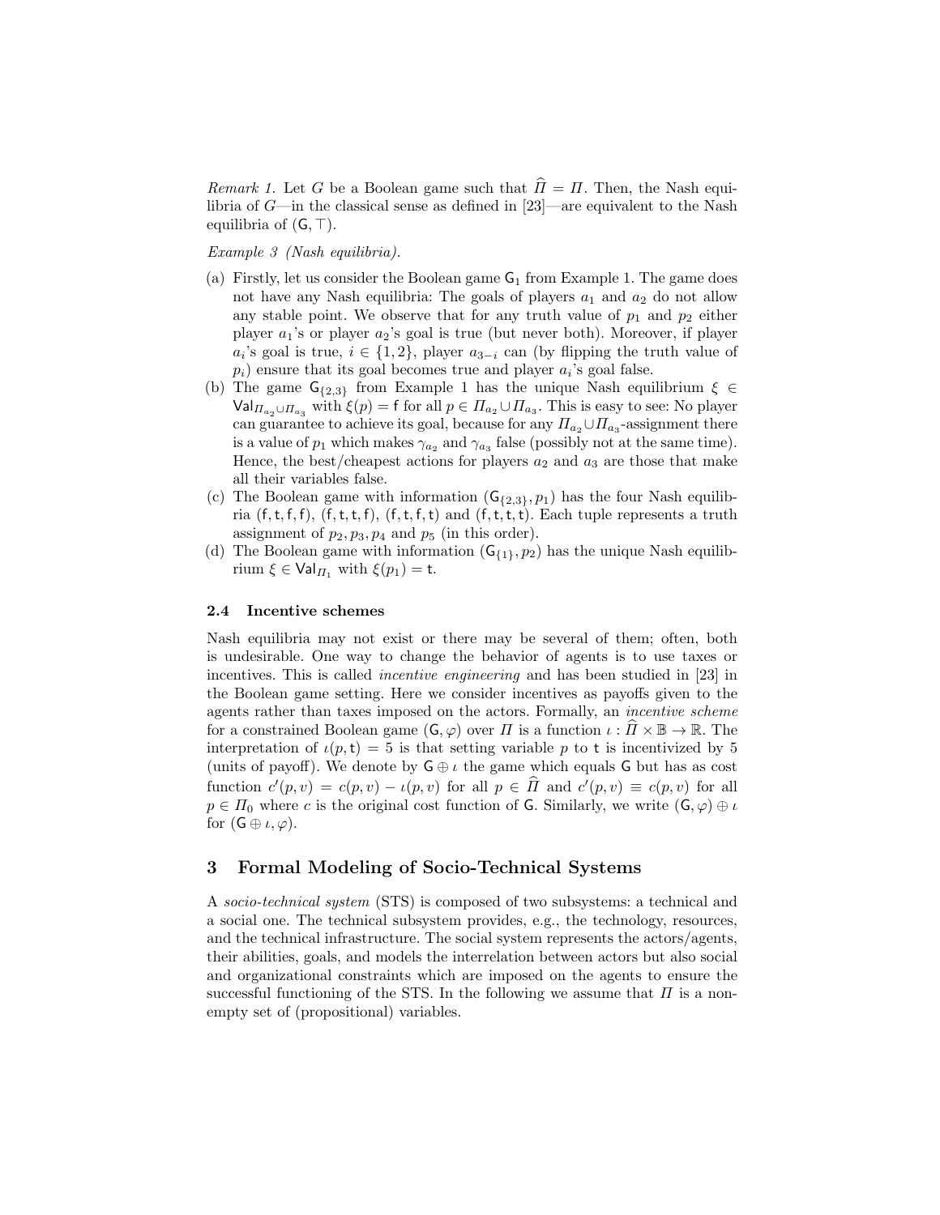*Remark 1.* Let $G$ be a Boolean game such that $\widehat{\Pi} = \Pi$. Then, the Nash equilibria of $G$—in the classical sense as defined in [23]—are equivalent to the Nash equilibria of $(\mathsf{G}, \top)$.

*Example 3 (Nash equilibria).*

(a) Firstly, let us consider the Boolean game $\mathsf{G}_1$ from Example 1. The game does not have any Nash equilibria: The goals of players $a_1$ and $a_2$ do not allow any stable point. We observe that for any truth value of $p_1$ and $p_2$ either player $a_1$'s or player $a_2$'s goal is true (but never both). Moreover, if player $a_i$'s goal is true, $i \in \{1, 2\}$, player $a_{3-i}$ can (by flipping the truth value of $p_i$) ensure that its goal becomes true and player $a_i$'s goal false.
(b) The game $\mathsf{G}_{\{2,3\}}$ from Example 1 has the unique Nash equilibrium $\xi \in \mathsf{Val}_{\Pi_{a_2} \cup \Pi_{a_3}}$ with $\xi(p) = \mathsf{f}$ for all $p \in \Pi_{a_2} \cup \Pi_{a_3}$. This is easy to see: No player can guarantee to achieve its goal, because for any $\Pi_{a_2} \cup \Pi_{a_3}$-assignment there is a value of $p_1$ which makes $\gamma_{a_2}$ and $\gamma_{a_3}$ false (possibly not at the same time). Hence, the best/cheapest actions for players $a_2$ and $a_3$ are those that make all their variables false.
(c) The Boolean game with information $(\mathsf{G}_{\{2,3\}}, p_1)$ has the four Nash equilibria $(\mathsf{f}, \mathsf{t}, \mathsf{f}, \mathsf{f})$, $(\mathsf{f}, \mathsf{t}, \mathsf{t}, \mathsf{f})$, $(\mathsf{f}, \mathsf{t}, \mathsf{f}, \mathsf{t})$ and $(\mathsf{f}, \mathsf{t}, \mathsf{t}, \mathsf{t})$. Each tuple represents a truth assignment of $p_2, p_3, p_4$ and $p_5$ (in this order).
(d) The Boolean game with information $(\mathsf{G}_{\{1\}}, p_2)$ has the unique Nash equilibrium $\xi \in \mathsf{Val}_{\Pi_1}$ with $\xi(p_1) = \mathsf{t}$.

### 2.4 Incentive schemes

Nash equilibria may not exist or there may be several of them; often, both is undesirable. One way to change the behavior of agents is to use taxes or incentives. This is called *incentive engineering* and has been studied in [23] in the Boolean game setting. Here we consider incentives as payoffs given to the agents rather than taxes imposed on the actors. Formally, an *incentive scheme* for a constrained Boolean game $(\mathsf{G}, \varphi)$ over $\Pi$ is a function $\iota : \widehat{\Pi} \times \mathbb{B} \to \mathbb{R}$. The interpretation of $\iota(p, \mathsf{t}) = 5$ is that setting variable $p$ to $\mathsf{t}$ is incentivized by 5 (units of payoff). We denote by $\mathsf{G} \oplus \iota$ the game which equals $\mathsf{G}$ but has as cost function $c'(p, v) = c(p, v) - \iota(p, v)$ for all $p \in \widehat{\Pi}$ and $c'(p, v) \equiv c(p, v)$ for all $p \in \Pi_0$ where $c$ is the original cost function of $\mathsf{G}$. Similarly, we write $(\mathsf{G}, \varphi) \oplus \iota$ for $(\mathsf{G} \oplus \iota, \varphi)$.

## 3 Formal Modeling of Socio-Technical Systems

A *socio-technical system* (STS) is composed of two subsystems: a technical and a social one. The technical subsystem provides, e.g., the technology, resources, and the technical infrastructure. The social system represents the actors/agents, their abilities, goals, and models the interrelation between actors but also social and organizational constraints which are imposed on the agents to ensure the successful functioning of the STS. In the following we assume that $\Pi$ is a non-empty set of (propositional) variables.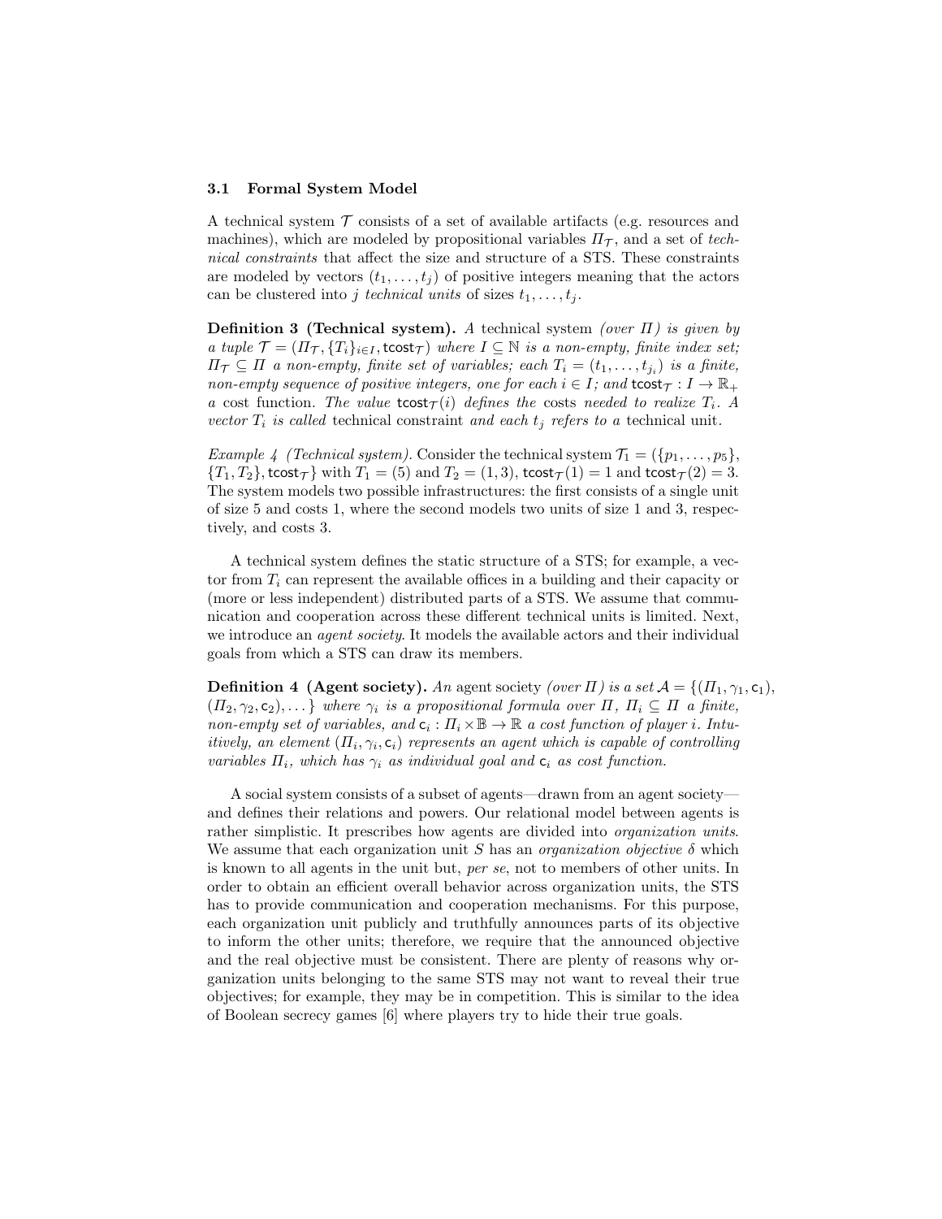### 3.1 Formal System Model

A technical system $\mathcal{T}$ consists of a set of available artifacts (e.g. resources and machines), which are modeled by propositional variables $\Pi_{\mathcal{T}}$, and a set of *technical constraints* that affect the size and structure of a STS. These constraints are modeled by vectors $(t_1, \ldots, t_j)$ of positive integers meaning that the actors can be clustered into $j$ *technical units* of sizes $t_1, \ldots, t_j$.

**Definition 3 (Technical system).** *A* technical system *(over $\Pi$) is given by a tuple $\mathcal{T} = (\Pi_{\mathcal{T}}, \{T_i\}_{i \in I}, \mathsf{tcost}_{\mathcal{T}})$ where $I \subseteq \mathbb{N}$ is a non-empty, finite index set; $\Pi_{\mathcal{T}} \subseteq \Pi$ a non-empty, finite set of variables; each $T_i = (t_1, \ldots, t_{j_i})$ is a finite, non-empty sequence of positive integers, one for each $i \in I$; and $\mathsf{tcost}_{\mathcal{T}} : I \to \mathbb{R}_+$ a* cost function. *The value $\mathsf{tcost}_{\mathcal{T}}(i)$ defines the* costs *needed to realize $T_i$. A vector $T_i$ is called* technical constraint *and each $t_j$ refers to a* technical unit.

*Example 4 (Technical system).* Consider the technical system $\mathcal{T}_1 = (\{p_1, \ldots, p_5\}, \{T_1, T_2\}, \mathsf{tcost}_{\mathcal{T}}\}$ with $T_1 = (5)$ and $T_2 = (1, 3)$, $\mathsf{tcost}_{\mathcal{T}}(1) = 1$ and $\mathsf{tcost}_{\mathcal{T}}(2) = 3$. The system models two possible infrastructures: the first consists of a single unit of size 5 and costs 1, where the second models two units of size 1 and 3, respectively, and costs 3.

A technical system defines the static structure of a STS; for example, a vector from $T_i$ can represent the available offices in a building and their capacity or (more or less independent) distributed parts of a STS. We assume that communication and cooperation across these different technical units is limited. Next, we introduce an *agent society*. It models the available actors and their individual goals from which a STS can draw its members.

**Definition 4 (Agent society).** *An* agent society *(over $\Pi$) is a set $\mathcal{A} = \{(\Pi_1, \gamma_1, \mathsf{c}_1), (\Pi_2, \gamma_2, \mathsf{c}_2), \ldots\}$ where $\gamma_i$ is a propositional formula over $\Pi$, $\Pi_i \subseteq \Pi$ a finite, non-empty set of variables, and $\mathsf{c}_i : \Pi_i \times \mathbb{B} \to \mathbb{R}$ a cost function of player $i$. Intuitively, an element $(\Pi_i, \gamma_i, \mathsf{c}_i)$ represents an agent which is capable of controlling variables $\Pi_i$, which has $\gamma_i$ as individual goal and $\mathsf{c}_i$ as cost function.*

A social system consists of a subset of agents—drawn from an agent society—and defines their relations and powers. Our relational model between agents is rather simplistic. It prescribes how agents are divided into *organization units*. We assume that each organization unit $S$ has an *organization objective* $\delta$ which is known to all agents in the unit but, *per se*, not to members of other units. In order to obtain an efficient overall behavior across organization units, the STS has to provide communication and cooperation mechanisms. For this purpose, each organization unit publicly and truthfully announces parts of its objective to inform the other units; therefore, we require that the announced objective and the real objective must be consistent. There are plenty of reasons why organization units belonging to the same STS may not want to reveal their true objectives; for example, they may be in competition. This is similar to the idea of Boolean secrecy games [6] where players try to hide their true goals.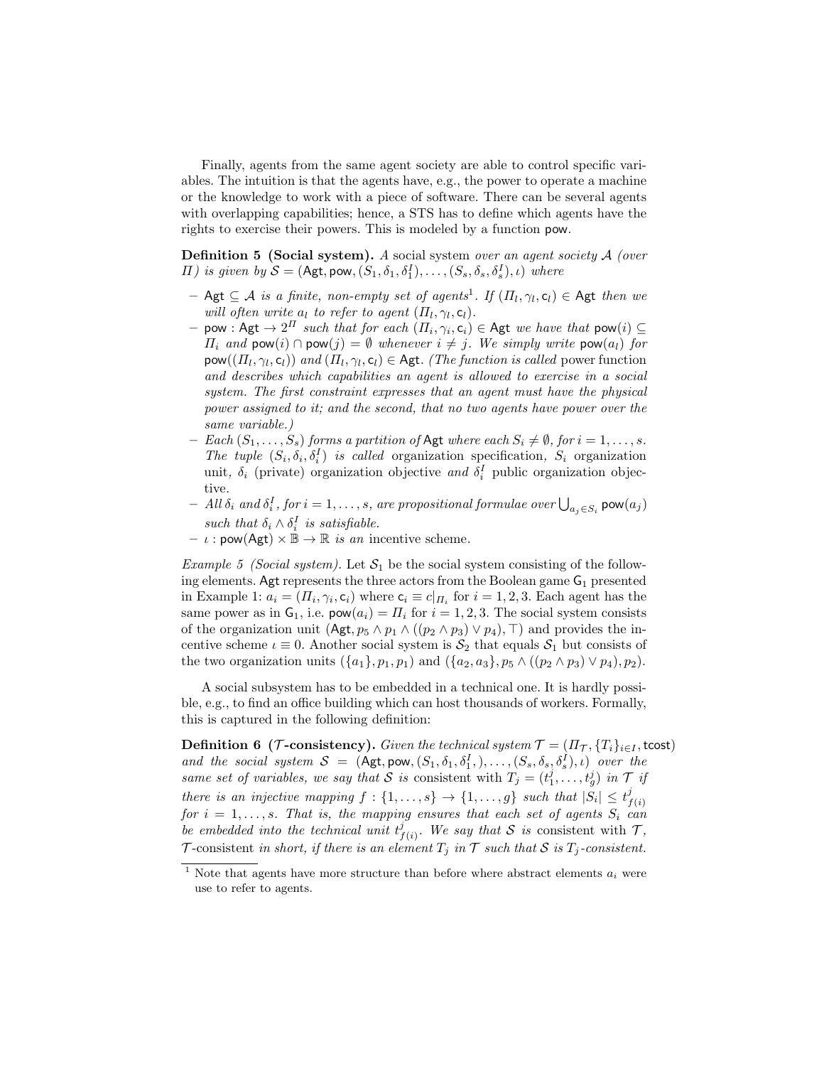Finally, agents from the same agent society are able to control specific variables. The intuition is that the agents have, e.g., the power to operate a machine or the knowledge to work with a piece of software. There can be several agents with overlapping capabilities; hence, a STS has to define which agents have the rights to exercise their powers. This is modeled by a function pow.

**Definition 5 (Social system).** *A* social system *over an agent society $\mathcal{A}$ (over $\Pi$) is given by $\mathcal{S} = (\mathsf{Agt}, \mathsf{pow}, (S_1, \delta_1, \delta_1^I), \ldots, (S_s, \delta_s, \delta_s^I), \iota)$ where*

- *$\mathsf{Agt} \subseteq \mathcal{A}$ is a finite, non-empty set of agents*[1]*. If $(\Pi_l, \gamma_l, \mathsf{c}_l) \in \mathsf{Agt}$ then we will often write $a_l$ to refer to agent $(\Pi_l, \gamma_l, \mathsf{c}_l)$.*
- *$\mathsf{pow} : \mathsf{Agt} \to 2^{\Pi}$ such that for each $(\Pi_i, \gamma_i, \mathsf{c}_i) \in \mathsf{Agt}$ we have that $\mathsf{pow}(i) \subseteq \Pi_i$ and $\mathsf{pow}(i) \cap \mathsf{pow}(j) = \emptyset$ whenever $i \neq j$. We simply write $\mathsf{pow}(a_l)$ for $\mathsf{pow}((\Pi_l, \gamma_l, \mathsf{c}_l))$ and $(\Pi_l, \gamma_l, \mathsf{c}_l) \in \mathsf{Agt}$. (The function is called* power function *and describes which capabilities an agent is allowed to exercise in a social system. The first constraint expresses that an agent must have the physical power assigned to it; and the second, that no two agents have power over the same variable.)*
- *Each $(S_1, \ldots, S_s)$ forms a partition of $\mathsf{Agt}$ where each $S_i \neq \emptyset$, for $i = 1, \ldots, s$. The tuple $(S_i, \delta_i, \delta_i^I)$ is called* organization specification*, $S_i$* organization unit*, $\delta_i$* (private) organization objective *and $\delta_i^I$* public organization objective*.*
- *All $\delta_i$ and $\delta_i^I$, for $i = 1, \ldots, s$, are propositional formulae over $\bigcup_{a_j \in S_i} \mathsf{pow}(a_j)$ such that $\delta_i \wedge \delta_i^I$ is satisfiable.*
- *$\iota : \mathsf{pow}(\mathsf{Agt}) \times \mathbb{B} \to \mathbb{R}$ is an* incentive scheme*.*

*Example 5 (Social system).* Let $\mathcal{S}_1$ be the social system consisting of the following elements. $\mathsf{Agt}$ represents the three actors from the Boolean game $\mathsf{G}_1$ presented in Example 1: $a_i = (\Pi_i, \gamma_i, \mathsf{c}_i)$ where $\mathsf{c}_i \equiv c|_{\Pi_i}$ for $i = 1, 2, 3$. Each agent has the same power as in $\mathsf{G}_1$, i.e. $\mathsf{pow}(a_i) = \Pi_i$ for $i = 1, 2, 3$. The social system consists of the organization unit $(\mathsf{Agt}, p_5 \wedge p_1 \wedge ((p_2 \wedge p_3) \vee p_4), \top)$ and provides the incentive scheme $\iota \equiv 0$. Another social system is $\mathcal{S}_2$ that equals $\mathcal{S}_1$ but consists of the two organization units $(\{a_1\}, p_1, p_1)$ and $(\{a_2, a_3\}, p_5 \wedge ((p_2 \wedge p_3) \vee p_4), p_2)$.

A social subsystem has to be embedded in a technical one. It is hardly possible, e.g., to find an office building which can host thousands of workers. Formally, this is captured in the following definition:

**Definition 6 ($\mathcal{T}$-consistency).** *Given the technical system $\mathcal{T} = (\Pi_{\mathcal{T}}, \{T_i\}_{i \in I}, \mathsf{tcost})$ and the social system $\mathcal{S} = (\mathsf{Agt}, \mathsf{pow}, (S_1, \delta_1, \delta_1^I,), \ldots, (S_s, \delta_s, \delta_s^I), \iota)$ over the same set of variables, we say that $\mathcal{S}$ is* consistent with $T_j = (t_1^j, \ldots, t_g^j)$ *in $\mathcal{T}$ if there is an injective mapping $f : \{1, \ldots, s\} \to \{1, \ldots, g\}$ such that $|S_i| \leq t_{f(i)}^j$ for $i = 1, \ldots, s$. That is, the mapping ensures that each set of agents $S_i$ can be embedded into the technical unit $t_{f(i)}^j$. We say that $\mathcal{S}$ is* consistent with $\mathcal{T}$*, $\mathcal{T}$-consistent in short, if there is an element $T_j$ in $\mathcal{T}$ such that $\mathcal{S}$ is $T_j$-consistent.*

[1] Note that agents have more structure than before where abstract elements $a_i$ were use to refer to agents.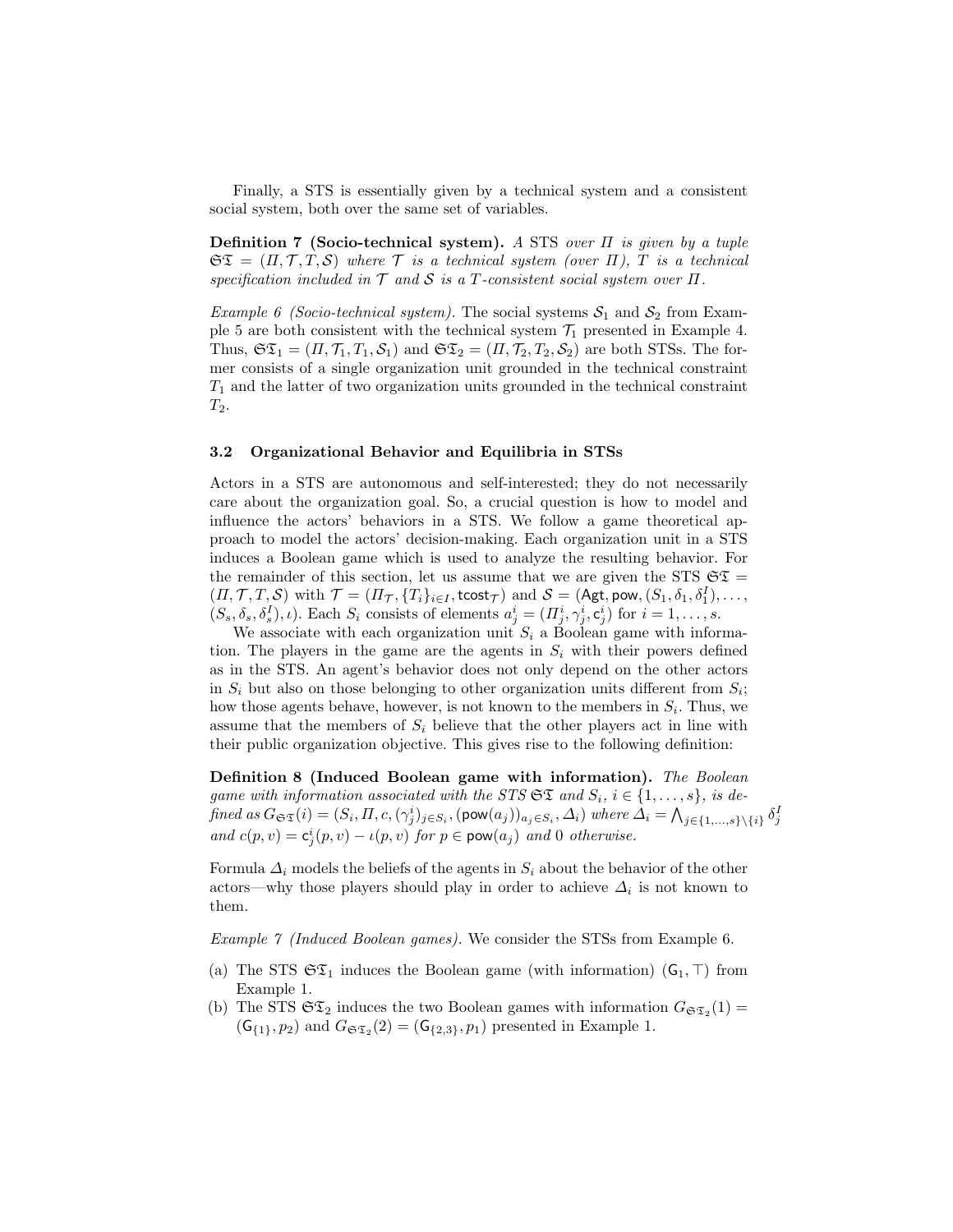Finally, a STS is essentially given by a technical system and a consistent social system, both over the same set of variables.

**Definition 7 (Socio-technical system).** *A STS over $\Pi$ is given by a tuple $\mathfrak{ST} = (\Pi, \mathcal{T}, T, \mathcal{S})$ where $\mathcal{T}$ is a technical system (over $\Pi$), $T$ is a technical specification included in $\mathcal{T}$ and $\mathcal{S}$ is a $T$-consistent social system over $\Pi$.*

*Example 6 (Socio-technical system).* The social systems $\mathcal{S}_1$ and $\mathcal{S}_2$ from Example 5 are both consistent with the technical system $\mathcal{T}_1$ presented in Example 4. Thus, $\mathfrak{ST}_1 = (\Pi, \mathcal{T}_1, T_1, \mathcal{S}_1)$ and $\mathfrak{ST}_2 = (\Pi, \mathcal{T}_2, T_2, \mathcal{S}_2)$ are both STSs. The former consists of a single organization unit grounded in the technical constraint $T_1$ and the latter of two organization units grounded in the technical constraint $T_2$.

### 3.2 Organizational Behavior and Equilibria in STSs

Actors in a STS are autonomous and self-interested; they do not necessarily care about the organization goal. So, a crucial question is how to model and influence the actors' behaviors in a STS. We follow a game theoretical approach to model the actors' decision-making. Each organization unit in a STS induces a Boolean game which is used to analyze the resulting behavior. For the remainder of this section, let us assume that we are given the STS $\mathfrak{ST} = (\Pi, \mathcal{T}, T, \mathcal{S})$ with $\mathcal{T} = (\Pi_{\mathcal{T}}, \{T_i\}_{i \in I}, \mathsf{tcost}_{\mathcal{T}})$ and $\mathcal{S} = (\mathsf{Agt}, \mathsf{pow}, (S_1, \delta_1, \delta_1^I), \ldots, (S_s, \delta_s, \delta_s^I), \iota)$. Each $S_i$ consists of elements $a_j^i = (\Pi_j^i, \gamma_j^i, \mathsf{c}_j^i)$ for $i = 1, \ldots, s$.

We associate with each organization unit $S_i$ a Boolean game with information. The players in the game are the agents in $S_i$ with their powers defined as in the STS. An agent's behavior does not only depend on the other actors in $S_i$ but also on those belonging to other organization units different from $S_i$; how those agents behave, however, is not known to the members in $S_i$. Thus, we assume that the members of $S_i$ believe that the other players act in line with their public organization objective. This gives rise to the following definition:

**Definition 8 (Induced Boolean game with information).** *The Boolean game with information associated with the STS $\mathfrak{ST}$ and $S_i$, $i \in \{1, \ldots, s\}$, is defined as $G_{\mathfrak{ST}}(i) = (S_i, \Pi, c, (\gamma_j^i)_{j \in S_i}, (\mathsf{pow}(a_j))_{a_j \in S_i}, \Delta_i)$ where $\Delta_i = \bigwedge_{j \in \{1,\ldots,s\} \setminus \{i\}} \delta_j^I$ and $c(p, v) = \mathsf{c}_j^i(p, v) - \iota(p, v)$ for $p \in \mathsf{pow}(a_j)$ and $0$ otherwise.*

Formula $\Delta_i$ models the beliefs of the agents in $S_i$ about the behavior of the other actors—why those players should play in order to achieve $\Delta_i$ is not known to them.

*Example 7 (Induced Boolean games).* We consider the STSs from Example 6.

(a) The STS $\mathfrak{ST}_1$ induces the Boolean game (with information) $(\mathsf{G}_1, \top)$ from Example 1.

(b) The STS $\mathfrak{ST}_2$ induces the two Boolean games with information $G_{\mathfrak{ST}_2}(1) = (\mathsf{G}_{\{1\}}, p_2)$ and $G_{\mathfrak{ST}_2}(2) = (\mathsf{G}_{\{2,3\}}, p_1)$ presented in Example 1.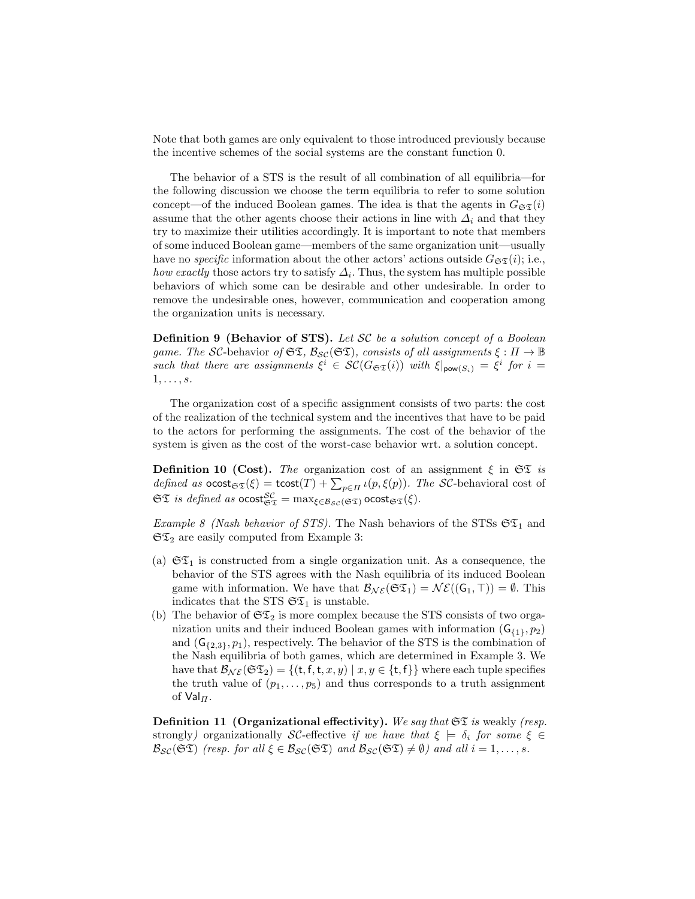Note that both games are only equivalent to those introduced previously because the incentive schemes of the social systems are the constant function 0.

The behavior of a STS is the result of all combination of all equilibria—for the following discussion we choose the term equilibria to refer to some solution concept—of the induced Boolean games. The idea is that the agents in $G_{\mathfrak{ST}}(i)$ assume that the other agents choose their actions in line with $\Delta_i$ and that they try to maximize their utilities accordingly. It is important to note that members of some induced Boolean game—members of the same organization unit—usually have no *specific* information about the other actors' actions outside $G_{\mathfrak{ST}}(i)$; i.e., *how exactly* those actors try to satisfy $\Delta_i$. Thus, the system has multiple possible behaviors of which some can be desirable and other undesirable. In order to remove the undesirable ones, however, communication and cooperation among the organization units is necessary.

**Definition 9 (Behavior of STS).** *Let $\mathcal{SC}$ be a solution concept of a Boolean game. The $\mathcal{SC}$-behavior of $\mathfrak{ST}$, $\mathcal{B}_{\mathcal{SC}}(\mathfrak{ST})$, consists of all assignments $\xi : \Pi \to \mathbb{B}$ such that there are assignments $\xi^i \in \mathcal{SC}(G_{\mathfrak{ST}}(i))$ with $\xi|_{\mathsf{pow}(S_i)} = \xi^i$ for $i = 1, \dots, s$.*

The organization cost of a specific assignment consists of two parts: the cost of the realization of the technical system and the incentives that have to be paid to the actors for performing the assignments. The cost of the behavior of the system is given as the cost of the worst-case behavior wrt. a solution concept.

**Definition 10 (Cost).** *The* organization cost of an assignment $\xi$ in $\mathfrak{ST}$ *is defined as* $\mathsf{ocost}_{\mathfrak{ST}}(\xi) = \mathsf{tcost}(T) + \sum_{p \in \Pi} \iota(p, \xi(p))$. *The* $\mathcal{SC}$-behavioral cost of $\mathfrak{ST}$ *is defined as* $\mathsf{ocost}^{\mathcal{SC}}_{\mathfrak{ST}} = \max_{\xi \in \mathcal{B}_{\mathcal{SC}}(\mathfrak{ST})} \mathsf{ocost}_{\mathfrak{ST}}(\xi)$.

*Example 8 (Nash behavior of STS).* The Nash behaviors of the STSs $\mathfrak{ST}_1$ and $\mathfrak{ST}_2$ are easily computed from Example 3:

(a) $\mathfrak{ST}_1$ is constructed from a single organization unit. As a consequence, the behavior of the STS agrees with the Nash equilibria of its induced Boolean game with information. We have that $\mathcal{B}_{\mathcal{NE}}(\mathfrak{ST}_1) = \mathcal{NE}((\mathsf{G}_1, \top)) = \emptyset$. This indicates that the STS $\mathfrak{ST}_1$ is unstable.

(b) The behavior of $\mathfrak{ST}_2$ is more complex because the STS consists of two organization units and their induced Boolean games with information $(\mathsf{G}_{\{1\}}, p_2)$ and $(\mathsf{G}_{\{2,3\}}, p_1)$, respectively. The behavior of the STS is the combination of the Nash equilibria of both games, which are determined in Example 3. We have that $\mathcal{B}_{\mathcal{NE}}(\mathfrak{ST}_2) = \{(\mathsf{t}, \mathsf{f}, \mathsf{t}, x, y) \mid x, y \in \{\mathsf{t}, \mathsf{f}\}\}$ where each tuple specifies the truth value of $(p_1, \dots, p_5)$ and thus corresponds to a truth assignment of $\mathsf{Val}_\Pi$.

**Definition 11 (Organizational effectivity).** *We say that $\mathfrak{ST}$ is* weakly *(resp.* strongly*) organizationally $\mathcal{SC}$-effective if we have that $\xi \models \delta_i$ for some $\xi \in \mathcal{B}_{\mathcal{SC}}(\mathfrak{ST})$ (resp. for all $\xi \in \mathcal{B}_{\mathcal{SC}}(\mathfrak{ST})$ and $\mathcal{B}_{\mathcal{SC}}(\mathfrak{ST}) \neq \emptyset$) and all $i = 1, \dots, s$.*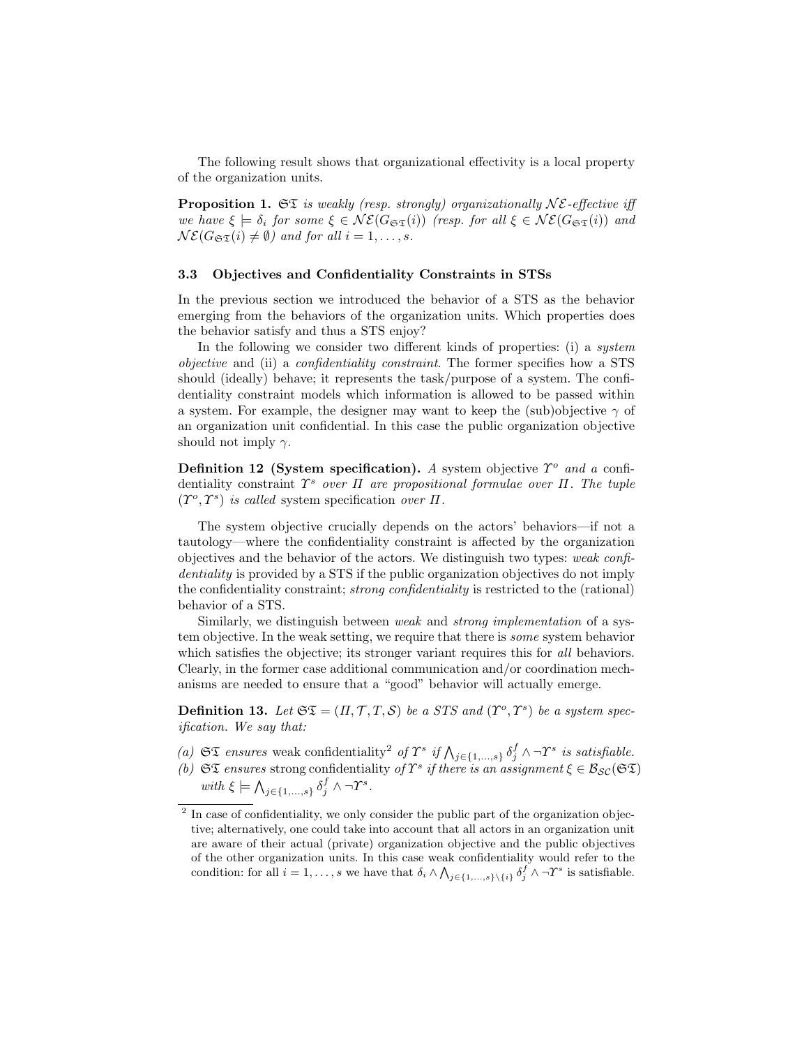The following result shows that organizational effectivity is a local property of the organization units.

**Proposition 1.** $\mathfrak{ST}$ *is weakly (resp. strongly) organizationally* $\mathcal{NE}$*-effective iff we have* $\xi \models \delta_i$ *for some* $\xi \in \mathcal{NE}(G_{\mathfrak{ST}}(i))$ *(resp. for all* $\xi \in \mathcal{NE}(G_{\mathfrak{ST}}(i))$ *and* $\mathcal{NE}(G_{\mathfrak{ST}}(i) \neq \emptyset)$ *and for all* $i = 1, \ldots, s$.

### 3.3 Objectives and Confidentiality Constraints in STSs

In the previous section we introduced the behavior of a STS as the behavior emerging from the behaviors of the organization units. Which properties does the behavior satisfy and thus a STS enjoy?

In the following we consider two different kinds of properties: (i) a *system objective* and (ii) a *confidentiality constraint*. The former specifies how a STS should (ideally) behave; it represents the task/purpose of a system. The confidentiality constraint models which information is allowed to be passed within a system. For example, the designer may want to keep the (sub)objective $\gamma$ of an organization unit confidential. In this case the public organization objective should not imply $\gamma$.

**Definition 12 (System specification).** *A* system objective $\Upsilon^o$ *and a* confidentiality constraint $\Upsilon^s$ *over* $\Pi$ *are propositional formulae over* $\Pi$*. The tuple* $(\Upsilon^o, \Upsilon^s)$ *is called* system specification *over* $\Pi$.

The system objective crucially depends on the actors' behaviors—if not a tautology—where the confidentiality constraint is affected by the organization objectives and the behavior of the actors. We distinguish two types: *weak confidentiality* is provided by a STS if the public organization objectives do not imply the confidentiality constraint; *strong confidentiality* is restricted to the (rational) behavior of a STS.

Similarly, we distinguish between *weak* and *strong implementation* of a system objective. In the weak setting, we require that there is *some* system behavior which satisfies the objective; its stronger variant requires this for *all* behaviors. Clearly, in the former case additional communication and/or coordination mechanisms are needed to ensure that a "good" behavior will actually emerge.

**Definition 13.** *Let* $\mathfrak{ST} = (\Pi, \mathcal{T}, T, \mathcal{S})$ *be a STS and* $(\Upsilon^o, \Upsilon^s)$ *be a system specification. We say that:*

*(a)* $\mathfrak{ST}$ *ensures* weak confidentiality[2] *of* $\Upsilon^s$ *if* $\bigwedge_{j \in \{1,\ldots,s\}} \delta_j^f \wedge \neg\Upsilon^s$ *is satisfiable.*

*(b)* $\mathfrak{ST}$ *ensures* strong confidentiality *of* $\Upsilon^s$ *if there is an assignment* $\xi \in \mathcal{B}_{\mathcal{SC}}(\mathfrak{ST})$ *with* $\xi \models \bigwedge_{j \in \{1,\ldots,s\}} \delta_j^f \wedge \neg\Upsilon^s$.

[2] In case of confidentiality, we only consider the public part of the organization objective; alternatively, one could take into account that all actors in an organization unit are aware of their actual (private) organization objective and the public objectives of the other organization units. In this case weak confidentiality would refer to the condition: for all $i = 1, \ldots, s$ we have that $\delta_i \wedge \bigwedge_{j \in \{1,\ldots,s\} \setminus \{i\}} \delta_j^f \wedge \neg\Upsilon^s$ is satisfiable.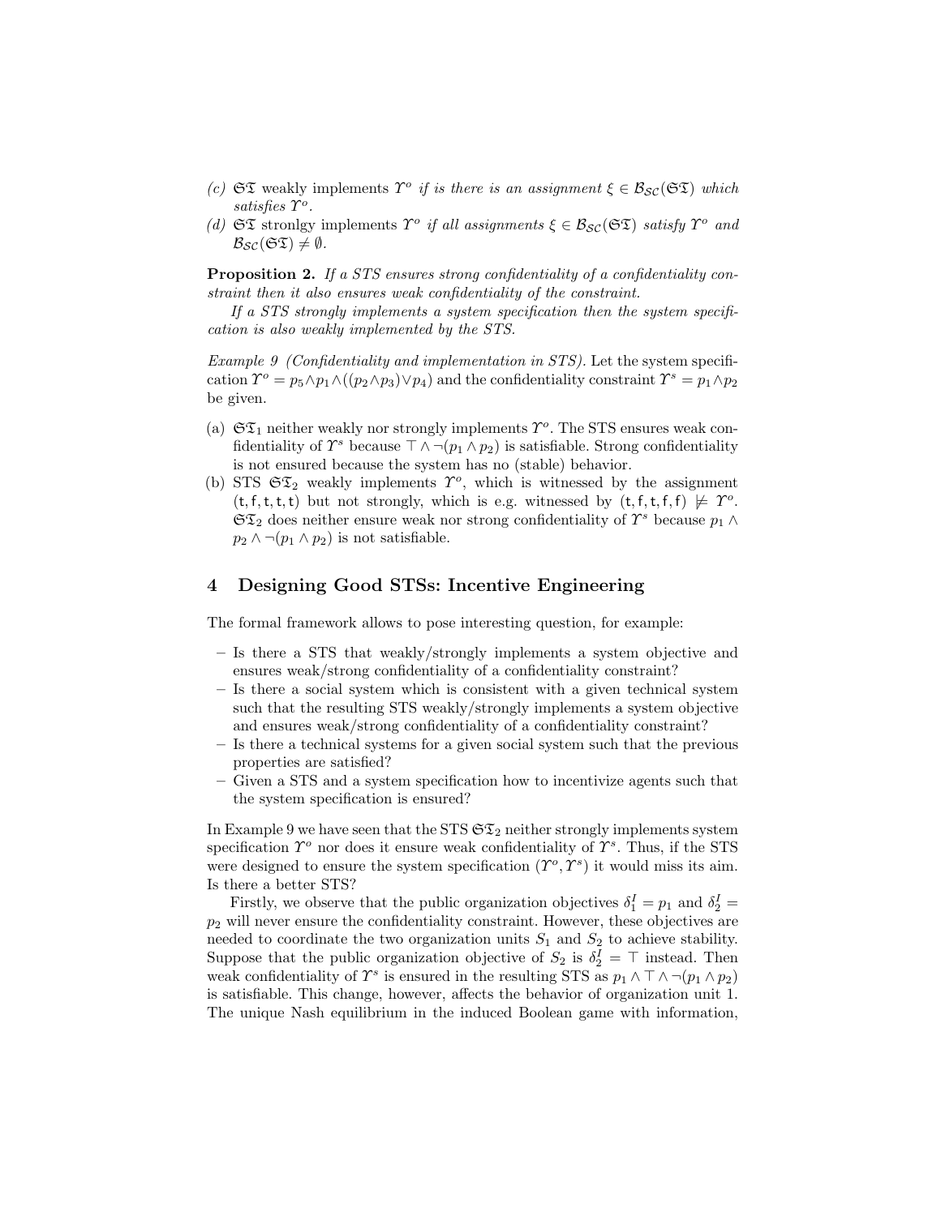(c) $\mathfrak{ST}$ weakly implements $\Upsilon^o$ *if is there is an assignment* $\xi \in \mathcal{B}_{\mathcal{SC}}(\mathfrak{ST})$ *which satisfies* $\Upsilon^o$.

(d) $\mathfrak{ST}$ stronlgy implements $\Upsilon^o$ *if all assignments* $\xi \in \mathcal{B}_{\mathcal{SC}}(\mathfrak{ST})$ *satisfy* $\Upsilon^o$ *and* $\mathcal{B}_{\mathcal{SC}}(\mathfrak{ST}) \neq \emptyset$.

**Proposition 2.** *If a STS ensures strong confidentiality of a confidentiality constraint then it also ensures weak confidentiality of the constraint.*

*If a STS strongly implements a system specification then the system specification is also weakly implemented by the STS.*

*Example 9 (Confidentiality and implementation in STS).* Let the system specification $\Upsilon^o = p_5 \wedge p_1 \wedge ((p_2 \wedge p_3) \vee p_4)$ and the confidentiality constraint $\Upsilon^s = p_1 \wedge p_2$ be given.

(a) $\mathfrak{ST}_1$ neither weakly nor strongly implements $\Upsilon^o$. The STS ensures weak confidentiality of $\Upsilon^s$ because $\top \wedge \neg(p_1 \wedge p_2)$ is satisfiable. Strong confidentiality is not ensured because the system has no (stable) behavior.

(b) STS $\mathfrak{ST}_2$ weakly implements $\Upsilon^o$, which is witnessed by the assignment $(\mathsf{t}, \mathsf{f}, \mathsf{t}, \mathsf{t}, \mathsf{t})$ but not strongly, which is e.g. witnessed by $(\mathsf{t}, \mathsf{f}, \mathsf{t}, \mathsf{f}, \mathsf{f}) \not\models \Upsilon^o$. $\mathfrak{ST}_2$ does neither ensure weak nor strong confidentiality of $\Upsilon^s$ because $p_1 \wedge p_2 \wedge \neg(p_1 \wedge p_2)$ is not satisfiable.

## 4 Designing Good STSs: Incentive Engineering

The formal framework allows to pose interesting question, for example:

- Is there a STS that weakly/strongly implements a system objective and ensures weak/strong confidentiality of a confidentiality constraint?
- Is there a social system which is consistent with a given technical system such that the resulting STS weakly/strongly implements a system objective and ensures weak/strong confidentiality of a confidentiality constraint?
- Is there a technical systems for a given social system such that the previous properties are satisfied?
- Given a STS and a system specification how to incentivize agents such that the system specification is ensured?

In Example 9 we have seen that the STS $\mathfrak{ST}_2$ neither strongly implements system specification $\Upsilon^o$ nor does it ensure weak confidentiality of $\Upsilon^s$. Thus, if the STS were designed to ensure the system specification $(\Upsilon^o, \Upsilon^s)$ it would miss its aim. Is there a better STS?

Firstly, we observe that the public organization objectives $\delta_1^I = p_1$ and $\delta_2^I = p_2$ will never ensure the confidentiality constraint. However, these objectives are needed to coordinate the two organization units $S_1$ and $S_2$ to achieve stability. Suppose that the public organization objective of $S_2$ is $\delta_2^I = \top$ instead. Then weak confidentiality of $\Upsilon^s$ is ensured in the resulting STS as $p_1 \wedge \top \wedge \neg(p_1 \wedge p_2)$ is satisfiable. This change, however, affects the behavior of organization unit 1. The unique Nash equilibrium in the induced Boolean game with information,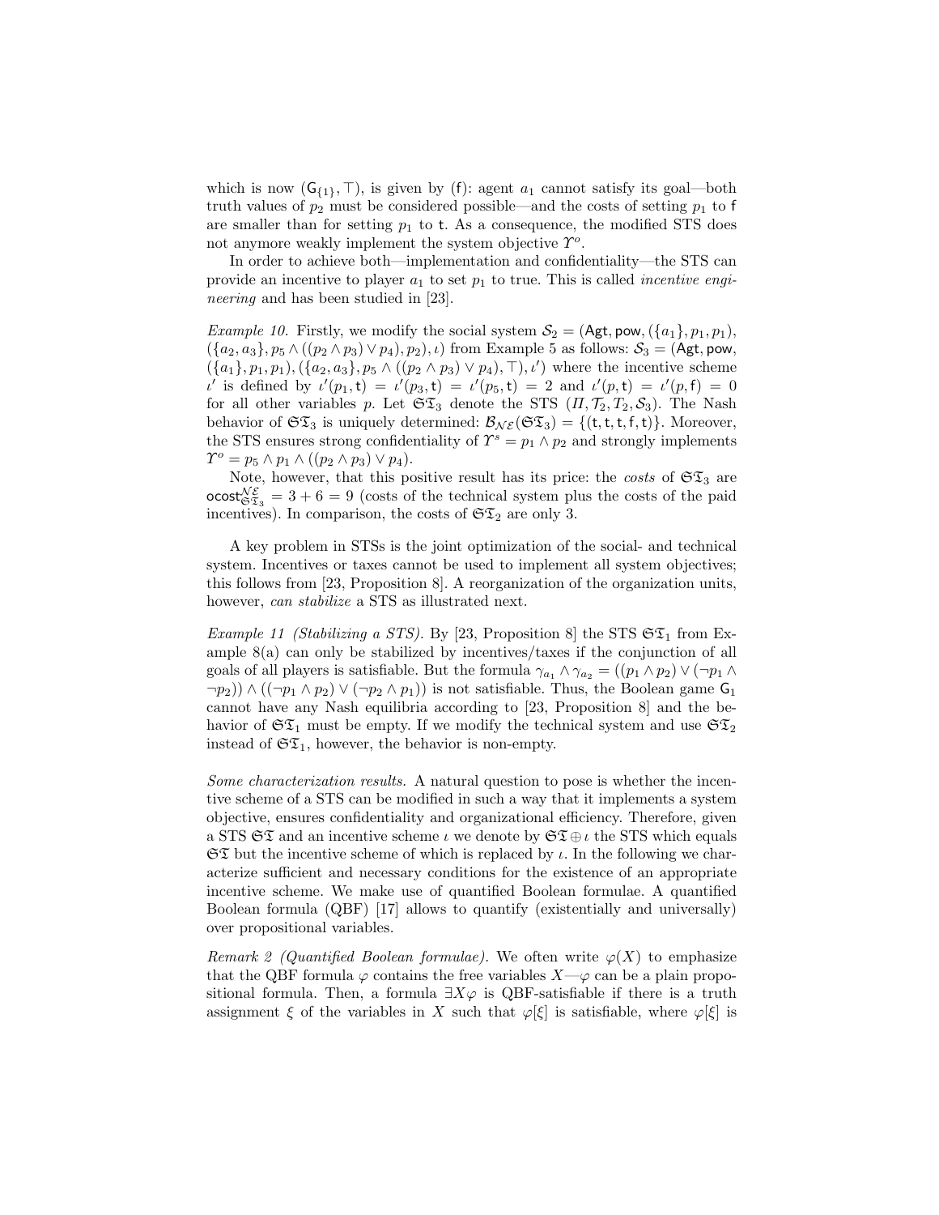which is now $(\mathsf{G}_{\{1\}}, \top)$, is given by $(\mathsf{f})$: agent $a_1$ cannot satisfy its goal—both truth values of $p_2$ must be considered possible—and the costs of setting $p_1$ to $\mathsf{f}$ are smaller than for setting $p_1$ to $\mathsf{t}$. As a consequence, the modified STS does not anymore weakly implement the system objective $\Upsilon^o$.

In order to achieve both—implementation and confidentiality—the STS can provide an incentive to player $a_1$ to set $p_1$ to true. This is called *incentive engineering* and has been studied in [23].

*Example 10.* Firstly, we modify the social system $\mathcal{S}_2 = (\mathsf{Agt}, \mathsf{pow}, (\{a_1\}, p_1, p_1), (\{a_2, a_3\}, p_5 \wedge ((p_2 \wedge p_3) \vee p_4), p_2), \iota)$ from Example 5 as follows: $\mathcal{S}_3 = (\mathsf{Agt}, \mathsf{pow}, (\{a_1\}, p_1, p_1), (\{a_2, a_3\}, p_5 \wedge ((p_2 \wedge p_3) \vee p_4), \top), \iota')$ where the incentive scheme $\iota'$ is defined by $\iota'(p_1, \mathsf{t}) = \iota'(p_3, \mathsf{t}) = \iota'(p_5, \mathsf{t}) = 2$ and $\iota'(p, \mathsf{t}) = \iota'(p, \mathsf{f}) = 0$ for all other variables $p$. Let $\mathfrak{S}\mathfrak{T}_3$ denote the STS $(\Pi, \mathcal{T}_2, T_2, \mathcal{S}_3)$. The Nash behavior of $\mathfrak{S}\mathfrak{T}_3$ is uniquely determined: $\mathcal{B}_{\mathcal{NE}}(\mathfrak{S}\mathfrak{T}_3) = \{(\mathsf{t}, \mathsf{t}, \mathsf{t}, \mathsf{f}, \mathsf{t})\}$. Moreover, the STS ensures strong confidentiality of $\Upsilon^s = p_1 \wedge p_2$ and strongly implements $\Upsilon^o = p_5 \wedge p_1 \wedge ((p_2 \wedge p_3) \vee p_4)$.

Note, however, that this positive result has its price: the *costs* of $\mathfrak{S}\mathfrak{T}_3$ are $\mathsf{ocost}^{\mathcal{NE}}_{\mathfrak{S}\mathfrak{T}_3} = 3 + 6 = 9$ (costs of the technical system plus the costs of the paid incentives). In comparison, the costs of $\mathfrak{S}\mathfrak{T}_2$ are only 3.

A key problem in STSs is the joint optimization of the social- and technical system. Incentives or taxes cannot be used to implement all system objectives; this follows from [23, Proposition 8]. A reorganization of the organization units, however, *can stabilize* a STS as illustrated next.

*Example 11 (Stabilizing a STS).* By [23, Proposition 8] the STS $\mathfrak{S}\mathfrak{T}_1$ from Example 8(a) can only be stabilized by incentives/taxes if the conjunction of all goals of all players is satisfiable. But the formula $\gamma_{a_1} \wedge \gamma_{a_2} = ((p_1 \wedge p_2) \vee (\neg p_1 \wedge \neg p_2)) \wedge ((\neg p_1 \wedge p_2) \vee (\neg p_2 \wedge p_1))$ is not satisfiable. Thus, the Boolean game $\mathsf{G}_1$ cannot have any Nash equilibria according to [23, Proposition 8] and the behavior of $\mathfrak{S}\mathfrak{T}_1$ must be empty. If we modify the technical system and use $\mathfrak{S}\mathfrak{T}_2$ instead of $\mathfrak{S}\mathfrak{T}_1$, however, the behavior is non-empty.

*Some characterization results.* A natural question to pose is whether the incentive scheme of a STS can be modified in such a way that it implements a system objective, ensures confidentiality and organizational efficiency. Therefore, given a STS $\mathfrak{S}\mathfrak{T}$ and an incentive scheme $\iota$ we denote by $\mathfrak{S}\mathfrak{T} \oplus \iota$ the STS which equals $\mathfrak{S}\mathfrak{T}$ but the incentive scheme of which is replaced by $\iota$. In the following we characterize sufficient and necessary conditions for the existence of an appropriate incentive scheme. We make use of quantified Boolean formulae. A quantified Boolean formula (QBF) [17] allows to quantify (existentially and universally) over propositional variables.

*Remark 2 (Quantified Boolean formulae).* We often write $\varphi(X)$ to emphasize that the QBF formula $\varphi$ contains the free variables $X$—$\varphi$ can be a plain propositional formula. Then, a formula $\exists X \varphi$ is QBF-satisfiable if there is a truth assignment $\xi$ of the variables in $X$ such that $\varphi[\xi]$ is satisfiable, where $\varphi[\xi]$ is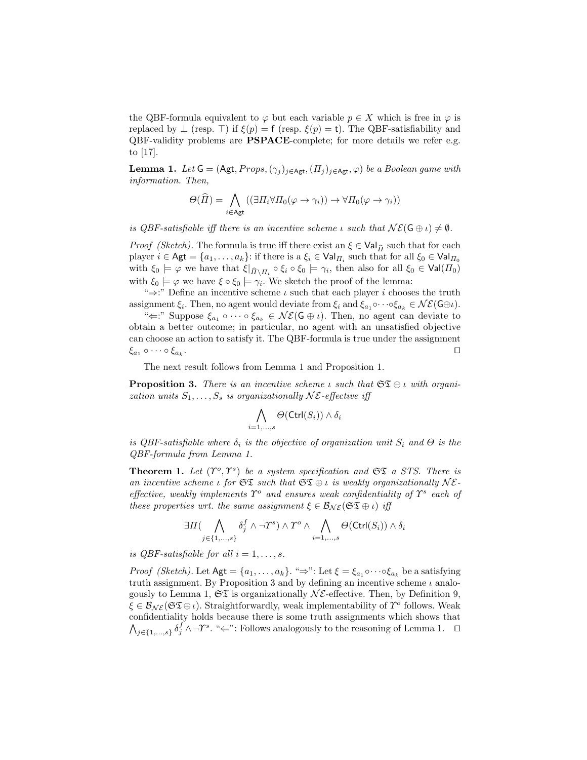the QBF-formula equivalent to $\varphi$ but each variable $p \in X$ which is free in $\varphi$ is replaced by $\bot$ (resp. $\top$) if $\xi(p) = \mathsf{f}$ (resp. $\xi(p) = \mathsf{t}$). The QBF-satisfiability and QBF-validity problems are **PSPACE**-complete; for more details we refer e.g. to [17].

**Lemma 1.** *Let $\mathsf{G} = (\mathsf{Agt}, Props, (\gamma_j)_{j\in\mathsf{Agt}}, (\Pi_j)_{j\in\mathsf{Agt}}, \varphi)$ be a Boolean game with information. Then,*

$$\Theta(\widehat{\Pi}) = \bigwedge_{i\in\mathsf{Agt}} ((\exists \Pi_i \forall \Pi_0(\varphi \to \gamma_i)) \to \forall \Pi_0(\varphi \to \gamma_i))$$

*is QBF-satisfiable iff there is an incentive scheme $\iota$ such that $\mathcal{NE}(\mathsf{G} \oplus \iota) \neq \emptyset$.*

*Proof (Sketch).* The formula is true iff there exist an $\xi \in \mathsf{Val}_{\widehat{\Pi}}$ such that for each player $i \in \mathsf{Agt} = \{a_1, \ldots, a_k\}$: if there is a $\xi_i \in \mathsf{Val}_{\Pi_i}$ such that for all $\xi_0 \in \mathsf{Val}_{\Pi_0}$ with $\xi_0 \models \varphi$ we have that $\xi|_{\widehat{\Pi}\setminus\Pi_i} \circ \xi_i \circ \xi_0 \models \gamma_i$, then also for all $\xi_0 \in \mathsf{Val}(\Pi_0)$ with $\xi_0 \models \varphi$ we have $\xi \circ \xi_0 \models \gamma_i$. We sketch the proof of the lemma:

"$\Rightarrow$:" Define an incentive scheme $\iota$ such that each player $i$ chooses the truth assignment $\xi_i$. Then, no agent would deviate from $\xi_i$ and $\xi_{a_1} \circ \cdots \circ \xi_{a_k} \in \mathcal{NE}(\mathsf{G} \oplus \iota)$.

"$\Leftarrow$:" Suppose $\xi_{a_1} \circ \cdots \circ \xi_{a_k} \in \mathcal{NE}(\mathsf{G} \oplus \iota)$. Then, no agent can deviate to obtain a better outcome; in particular, no agent with an unsatisfied objective can choose an action to satisfy it. The QBF-formula is true under the assignment $\xi_{a_1} \circ \cdots \circ \xi_{a_k}$. $\square$

The next result follows from Lemma 1 and Proposition 1.

**Proposition 3.** *There is an incentive scheme $\iota$ such that $\mathfrak{S}\mathfrak{T} \oplus \iota$ with organization units $S_1, \ldots, S_s$ is organizationally $\mathcal{NE}$-effective iff*

$$\bigwedge_{i=1,\ldots,s} \Theta(\mathsf{Ctrl}(S_i)) \wedge \delta_i$$

*is QBF-satisfiable where $\delta_i$ is the objective of organization unit $S_i$ and $\Theta$ is the QBF-formula from Lemma 1.*

**Theorem 1.** *Let $(\Upsilon^o, \Upsilon^s)$ be a system specification and $\mathfrak{S}\mathfrak{T}$ a STS. There is an incentive scheme $\iota$ for $\mathfrak{S}\mathfrak{T}$ such that $\mathfrak{S}\mathfrak{T} \oplus \iota$ is weakly organizationally $\mathcal{NE}$-effective, weakly implements $\Upsilon^o$ and ensures weak confidentiality of $\Upsilon^s$ each of these properties wrt. the same assignment $\xi \in \mathcal{B}_{\mathcal{NE}}(\mathfrak{S}\mathfrak{T} \oplus \iota)$ iff*

$$\exists \Pi(\bigwedge_{j\in\{1,\ldots,s\}} \delta_j^f \wedge \neg\Upsilon^s) \wedge \Upsilon^o \wedge \bigwedge_{i=1,\ldots,s} \Theta(\mathsf{Ctrl}(S_i)) \wedge \delta_i$$

*is QBF-satisfiable for all $i = 1, \ldots, s$.*

*Proof (Sketch).* Let $\mathsf{Agt} = \{a_1, \ldots, a_k\}$. "$\Rightarrow$": Let $\xi = \xi_{a_1} \circ \cdots \circ \xi_{a_k}$ be a satisfying truth assignment. By Proposition 3 and by defining an incentive scheme $\iota$ analogously to Lemma 1, $\mathfrak{S}\mathfrak{T}$ is organizationally $\mathcal{NE}$-effective. Then, by Definition 9, $\xi \in \mathcal{B}_{\mathcal{NE}}(\mathfrak{S}\mathfrak{T} \oplus \iota)$. Straightforwardly, weak implementability of $\Upsilon^o$ follows. Weak confidentiality holds because there is some truth assignments which shows that $\bigwedge_{j\in\{1,\ldots,s\}} \delta_j^f \wedge \neg\Upsilon^s$. "$\Leftarrow$": Follows analogously to the reasoning of Lemma 1. $\square$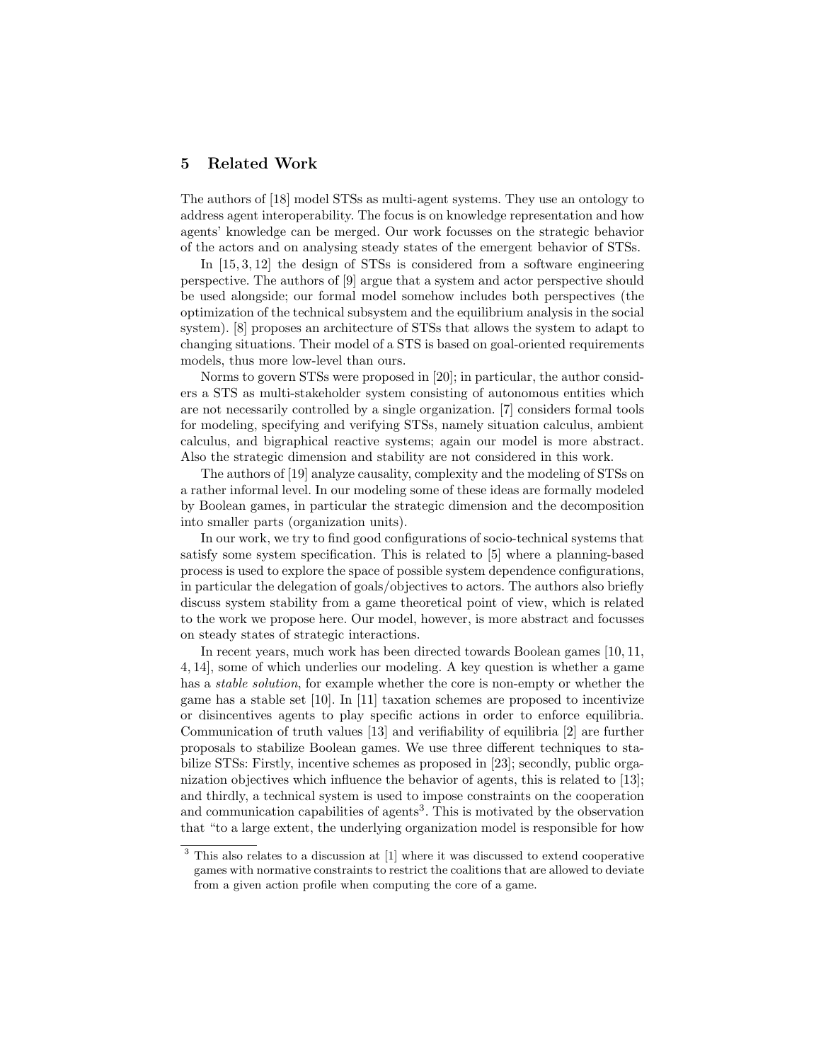## 5 Related Work

The authors of [18] model STSs as multi-agent systems. They use an ontology to address agent interoperability. The focus is on knowledge representation and how agents' knowledge can be merged. Our work focusses on the strategic behavior of the actors and on analysing steady states of the emergent behavior of STSs.

In [15, 3, 12] the design of STSs is considered from a software engineering perspective. The authors of [9] argue that a system and actor perspective should be used alongside; our formal model somehow includes both perspectives (the optimization of the technical subsystem and the equilibrium analysis in the social system). [8] proposes an architecture of STSs that allows the system to adapt to changing situations. Their model of a STS is based on goal-oriented requirements models, thus more low-level than ours.

Norms to govern STSs were proposed in [20]; in particular, the author considers a STS as multi-stakeholder system consisting of autonomous entities which are not necessarily controlled by a single organization. [7] considers formal tools for modeling, specifying and verifying STSs, namely situation calculus, ambient calculus, and bigraphical reactive systems; again our model is more abstract. Also the strategic dimension and stability are not considered in this work.

The authors of [19] analyze causality, complexity and the modeling of STSs on a rather informal level. In our modeling some of these ideas are formally modeled by Boolean games, in particular the strategic dimension and the decomposition into smaller parts (organization units).

In our work, we try to find good configurations of socio-technical systems that satisfy some system specification. This is related to [5] where a planning-based process is used to explore the space of possible system dependence configurations, in particular the delegation of goals/objectives to actors. The authors also briefly discuss system stability from a game theoretical point of view, which is related to the work we propose here. Our model, however, is more abstract and focusses on steady states of strategic interactions.

In recent years, much work has been directed towards Boolean games [10, 11, 4, 14], some of which underlies our modeling. A key question is whether a game has a *stable solution*, for example whether the core is non-empty or whether the game has a stable set [10]. In [11] taxation schemes are proposed to incentivize or disincentives agents to play specific actions in order to enforce equilibria. Communication of truth values [13] and verifiability of equilibria [2] are further proposals to stabilize Boolean games. We use three different techniques to stabilize STSs: Firstly, incentive schemes as proposed in [23]; secondly, public organization objectives which influence the behavior of agents, this is related to [13]; and thirdly, a technical system is used to impose constraints on the cooperation and communication capabilities of agents[3]. This is motivated by the observation that "to a large extent, the underlying organization model is responsible for how

[3] This also relates to a discussion at [1] where it was discussed to extend cooperative games with normative constraints to restrict the coalitions that are allowed to deviate from a given action profile when computing the core of a game.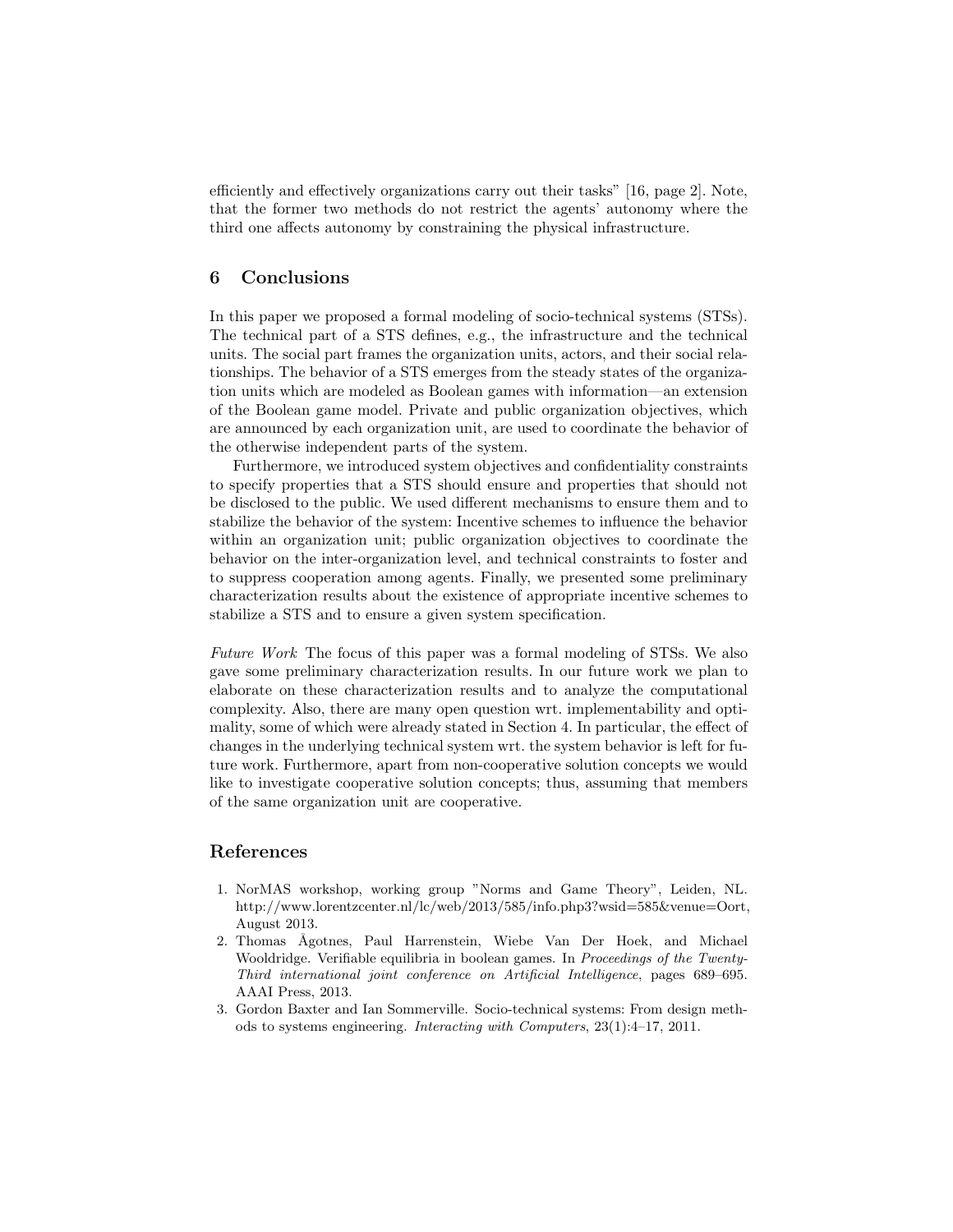efficiently and effectively organizations carry out their tasks" [16, page 2]. Note, that the former two methods do not restrict the agents' autonomy where the third one affects autonomy by constraining the physical infrastructure.

## 6 Conclusions

In this paper we proposed a formal modeling of socio-technical systems (STSs). The technical part of a STS defines, e.g., the infrastructure and the technical units. The social part frames the organization units, actors, and their social relationships. The behavior of a STS emerges from the steady states of the organization units which are modeled as Boolean games with information—an extension of the Boolean game model. Private and public organization objectives, which are announced by each organization unit, are used to coordinate the behavior of the otherwise independent parts of the system.

Furthermore, we introduced system objectives and confidentiality constraints to specify properties that a STS should ensure and properties that should not be disclosed to the public. We used different mechanisms to ensure them and to stabilize the behavior of the system: Incentive schemes to influence the behavior within an organization unit; public organization objectives to coordinate the behavior on the inter-organization level, and technical constraints to foster and to suppress cooperation among agents. Finally, we presented some preliminary characterization results about the existence of appropriate incentive schemes to stabilize a STS and to ensure a given system specification.

*Future Work* The focus of this paper was a formal modeling of STSs. We also gave some preliminary characterization results. In our future work we plan to elaborate on these characterization results and to analyze the computational complexity. Also, there are many open question wrt. implementability and optimality, some of which were already stated in Section 4. In particular, the effect of changes in the underlying technical system wrt. the system behavior is left for future work. Furthermore, apart from non-cooperative solution concepts we would like to investigate cooperative solution concepts; thus, assuming that members of the same organization unit are cooperative.

## References

1. NorMAS workshop, working group "Norms and Game Theory", Leiden, NL. http://www.lorentzcenter.nl/lc/web/2013/585/info.php3?wsid=585&venue=Oort, August 2013.
2. Thomas Ågotnes, Paul Harrenstein, Wiebe Van Der Hoek, and Michael Wooldridge. Verifiable equilibria in boolean games. In *Proceedings of the Twenty-Third international joint conference on Artificial Intelligence*, pages 689–695. AAAI Press, 2013.
3. Gordon Baxter and Ian Sommerville. Socio-technical systems: From design methods to systems engineering. *Interacting with Computers*, 23(1):4–17, 2011.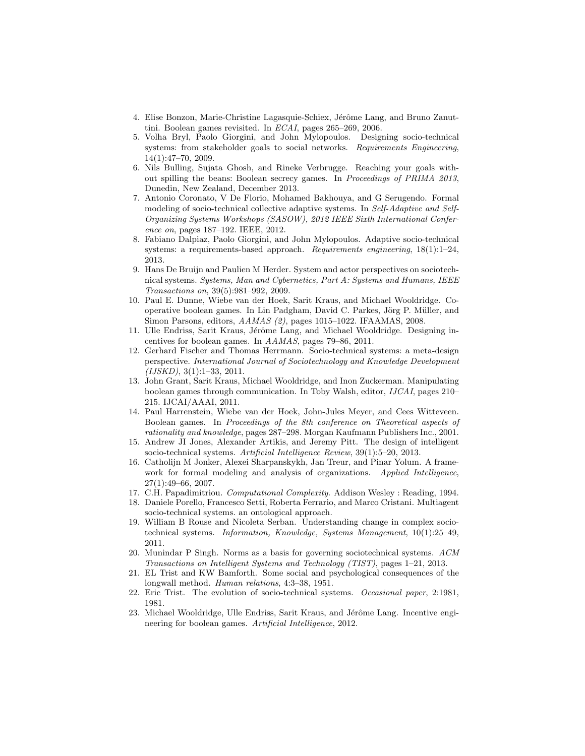4. Elise Bonzon, Marie-Christine Lagasquie-Schiex, Jérôme Lang, and Bruno Zanuttini. Boolean games revisited. In *ECAI*, pages 265–269, 2006.
5. Volha Bryl, Paolo Giorgini, and John Mylopoulos. Designing socio-technical systems: from stakeholder goals to social networks. *Requirements Engineering*, 14(1):47–70, 2009.
6. Nils Bulling, Sujata Ghosh, and Rineke Verbrugge. Reaching your goals without spilling the beans: Boolean secrecy games. In *Proceedings of PRIMA 2013*, Dunedin, New Zealand, December 2013.
7. Antonio Coronato, V De Florio, Mohamed Bakhouya, and G Serugendo. Formal modeling of socio-technical collective adaptive systems. In *Self-Adaptive and Self-Organizing Systems Workshops (SASOW), 2012 IEEE Sixth International Conference on*, pages 187–192. IEEE, 2012.
8. Fabiano Dalpiaz, Paolo Giorgini, and John Mylopoulos. Adaptive socio-technical systems: a requirements-based approach. *Requirements engineering*, 18(1):1–24, 2013.
9. Hans De Bruijn and Paulien M Herder. System and actor perspectives on sociotechnical systems. *Systems, Man and Cybernetics, Part A: Systems and Humans, IEEE Transactions on*, 39(5):981–992, 2009.
10. Paul E. Dunne, Wiebe van der Hoek, Sarit Kraus, and Michael Wooldridge. Cooperative boolean games. In Lin Padgham, David C. Parkes, Jörg P. Müller, and Simon Parsons, editors, *AAMAS (2)*, pages 1015–1022. IFAAMAS, 2008.
11. Ulle Endriss, Sarit Kraus, Jérôme Lang, and Michael Wooldridge. Designing incentives for boolean games. In *AAMAS*, pages 79–86, 2011.
12. Gerhard Fischer and Thomas Herrmann. Socio-technical systems: a meta-design perspective. *International Journal of Sociotechnology and Knowledge Development (IJSKD)*, 3(1):1–33, 2011.
13. John Grant, Sarit Kraus, Michael Wooldridge, and Inon Zuckerman. Manipulating boolean games through communication. In Toby Walsh, editor, *IJCAI*, pages 210–215. IJCAI/AAAI, 2011.
14. Paul Harrenstein, Wiebe van der Hoek, John-Jules Meyer, and Cees Witteveen. Boolean games. In *Proceedings of the 8th conference on Theoretical aspects of rationality and knowledge*, pages 287–298. Morgan Kaufmann Publishers Inc., 2001.
15. Andrew JI Jones, Alexander Artikis, and Jeremy Pitt. The design of intelligent socio-technical systems. *Artificial Intelligence Review*, 39(1):5–20, 2013.
16. Catholijn M Jonker, Alexei Sharpanskykh, Jan Treur, and Pinar Yolum. A framework for formal modeling and analysis of organizations. *Applied Intelligence*, 27(1):49–66, 2007.
17. C.H. Papadimitriou. *Computational Complexity*. Addison Wesley : Reading, 1994.
18. Daniele Porello, Francesco Setti, Roberta Ferrario, and Marco Cristani. Multiagent socio-technical systems. an ontological approach.
19. William B Rouse and Nicoleta Serban. Understanding change in complex socio-technical systems. *Information, Knowledge, Systems Management*, 10(1):25–49, 2011.
20. Munindar P Singh. Norms as a basis for governing sociotechnical systems. *ACM Transactions on Intelligent Systems and Technology (TIST)*, pages 1–21, 2013.
21. EL Trist and KW Bamforth. Some social and psychological consequences of the longwall method. *Human relations*, 4:3–38, 1951.
22. Eric Trist. The evolution of socio-technical systems. *Occasional paper*, 2:1981, 1981.
23. Michael Wooldridge, Ulle Endriss, Sarit Kraus, and Jérôme Lang. Incentive engineering for boolean games. *Artificial Intelligence*, 2012.